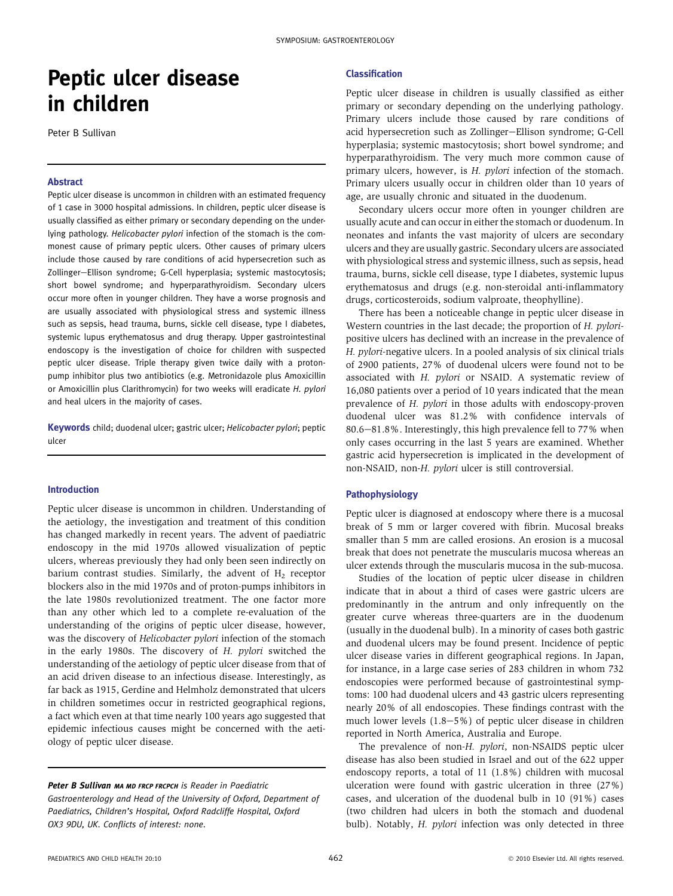# Peptic ulcer disease in children

Peter B Sullivan

### Abstract

Peptic ulcer disease is uncommon in children with an estimated frequency of 1 case in 3000 hospital admissions. In children, peptic ulcer disease is usually classified as either primary or secondary depending on the underlying pathology. *Helicobacter pylori* infection of the stomach is the commonest cause of primary peptic ulcers. Other causes of primary ulcers include those caused by rare conditions of acid hypersecretion such as Zollinger–Ellison syndrome; G-Cell hyperplasia; systemic mastocytosis; short bowel syndrome; and hyperparathyroidism. Secondary ulcers occur more often in younger children. They have a worse prognosis and are usually associated with physiological stress and systemic illness such as sepsis, head trauma, burns, sickle cell disease, type I diabetes, systemic lupus erythematosus and drug therapy. Upper gastrointestinal endoscopy is the investigation of choice for children with suspected peptic ulcer disease. Triple therapy given twice daily with a proton-pump inhibitor plus two antibiotics (e.g. Metronidazole plus Amoxicillin or Amoxicillin plus Clarithromycin) for two weeks will eradicate *H. pylori* and heal ulcers in the majority of cases.

**Keywords** child; duodenal ulcer; gastric ulcer; *Helicobacter pylori*; peptic ulcer

### Introduction

Peptic ulcer disease is uncommon in children. Understanding of the aetiology, the investigation and treatment of this condition has changed markedly in recent years. The advent of paediatric endoscopy in the mid 1970s allowed visualization of peptic ulcers, whereas previously they had only been seen indirectly on barium contrast studies. Similarly, the advent of $H_2$ receptor blockers also in the mid 1970s and of proton-pumps inhibitors in the late 1980s revolutionized treatment. The one factor more than any other which led to a complete re-evaluation of the understanding of the origins of peptic ulcer disease, however, was the discovery of *Helicobacter pylori* infection of the stomach in the early 1980s. The discovery of *H. pylori* switched the understanding of the aetiology of peptic ulcer disease from that of an acid driven disease to an infectious disease. Interestingly, as far back as 1915, Gerdine and Helmholz demonstrated that ulcers in children sometimes occur in restricted geographical regions, a fact which even at that time nearly 100 years ago suggested that epidemic infectious causes might be concerned with the aetiology of peptic ulcer disease.

***Peter B Sullivan** MA MD FRCP FRCPCH is Reader in Paediatric Gastroenterology and Head of the University of Oxford, Department of Paediatrics, Children's Hospital, Oxford Radcliffe Hospital, Oxford OX3 9DU, UK. Conflicts of interest: none.*

### Classification

Peptic ulcer disease in children is usually classified as either primary or secondary depending on the underlying pathology. Primary ulcers include those caused by rare conditions of acid hypersecretion such as Zollinger–Ellison syndrome; G-Cell hyperplasia; systemic mastocytosis; short bowel syndrome; and hyperparathyroidism. The very much more common cause of primary ulcers, however, is *H. pylori* infection of the stomach. Primary ulcers usually occur in children older than 10 years of age, are usually chronic and situated in the duodenum.

Secondary ulcers occur more often in younger children are usually acute and can occur in either the stomach or duodenum. In neonates and infants the vast majority of ulcers are secondary ulcers and they are usually gastric. Secondary ulcers are associated with physiological stress and systemic illness, such as sepsis, head trauma, burns, sickle cell disease, type I diabetes, systemic lupus erythematosus and drugs (e.g. non-steroidal anti-inflammatory drugs, corticosteroids, sodium valproate, theophylline).

There has been a noticeable change in peptic ulcer disease in Western countries in the last decade; the proportion of *H. pylori*-positive ulcers has declined with an increase in the prevalence of *H. pylori*-negative ulcers. In a pooled analysis of six clinical trials of 2900 patients, 27% of duodenal ulcers were found not to be associated with *H. pylori* or NSAID. A systematic review of 16,080 patients over a period of 10 years indicated that the mean prevalence of *H. pylori* in those adults with endoscopy-proven duodenal ulcer was 81.2% with confidence intervals of 80.6–81.8%. Interestingly, this high prevalence fell to 77% when only cases occurring in the last 5 years are examined. Whether gastric acid hypersecretion is implicated in the development of non-NSAID, non-*H. pylori* ulcer is still controversial.

### Pathophysiology

Peptic ulcer is diagnosed at endoscopy where there is a mucosal break of 5 mm or larger covered with fibrin. Mucosal breaks smaller than 5 mm are called erosions. An erosion is a mucosal break that does not penetrate the muscularis mucosa whereas an ulcer extends through the muscularis mucosa in the sub-mucosa.

Studies of the location of peptic ulcer disease in children indicate that in about a third of cases were gastric ulcers are predominantly in the antrum and only infrequently on the greater curve whereas three-quarters are in the duodenum (usually in the duodenal bulb). In a minority of cases both gastric and duodenal ulcers may be found present. Incidence of peptic ulcer disease varies in different geographical regions. In Japan, for instance, in a large case series of 283 children in whom 732 endoscopies were performed because of gastrointestinal symptoms: 100 had duodenal ulcers and 43 gastric ulcers representing nearly 20% of all endoscopies. These findings contrast with the much lower levels (1.8–5%) of peptic ulcer disease in children reported in North America, Australia and Europe.

The prevalence of non-*H. pylori*, non-NSAIDS peptic ulcer disease has also been studied in Israel and out of the 622 upper endoscopy reports, a total of 11 (1.8%) children with mucosal ulceration were found with gastric ulceration in three (27%) cases, and ulceration of the duodenal bulb in 10 (91%) cases (two children had ulcers in both the stomach and duodenal bulb). Notably, *H. pylori* infection was only detected in three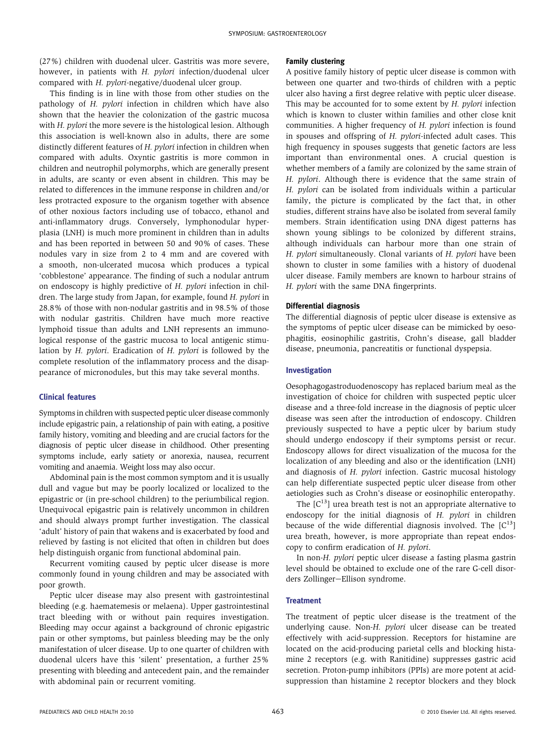(27%) children with duodenal ulcer. Gastritis was more severe, however, in patients with *H. pylori* infection/duodenal ulcer compared with *H. pylori*-negative/duodenal ulcer group.

This finding is in line with those from other studies on the pathology of *H. pylori* infection in children which have also shown that the heavier the colonization of the gastric mucosa with *H. pylori* the more severe is the histological lesion. Although this association is well-known also in adults, there are some distinctly different features of *H. pylori* infection in children when compared with adults. Oxyntic gastritis is more common in children and neutrophil polymorphs, which are generally present in adults, are scanty or even absent in children. This may be related to differences in the immune response in children and/or less protracted exposure to the organism together with absence of other noxious factors including use of tobacco, ethanol and anti-inflammatory drugs. Conversely, lymphonodular hyperplasia (LNH) is much more prominent in children than in adults and has been reported in between 50 and 90% of cases. These nodules vary in size from 2 to 4 mm and are covered with a smooth, non-ulcerated mucosa which produces a typical 'cobblestone' appearance. The finding of such a nodular antrum on endoscopy is highly predictive of *H. pylori* infection in children. The large study from Japan, for example, found *H. pylori* in 28.8% of those with non-nodular gastritis and in 98.5% of those with nodular gastritis. Children have much more reactive lymphoid tissue than adults and LNH represents an immunological response of the gastric mucosa to local antigenic stimulation by *H. pylori*. Eradication of *H. pylori* is followed by the complete resolution of the inflammatory process and the disappearance of micronodules, but this may take several months.

## Clinical features

Symptoms in children with suspected peptic ulcer disease commonly include epigastric pain, a relationship of pain with eating, a positive family history, vomiting and bleeding and are crucial factors for the diagnosis of peptic ulcer disease in childhood. Other presenting symptoms include, early satiety or anorexia, nausea, recurrent vomiting and anaemia. Weight loss may also occur.

Abdominal pain is the most common symptom and it is usually dull and vague but may be poorly localized or localized to the epigastric or (in pre-school children) to the periumbilical region. Unequivocal epigastric pain is relatively uncommon in children and should always prompt further investigation. The classical 'adult' history of pain that wakens and is exacerbated by food and relieved by fasting is not elicited that often in children but does help distinguish organic from functional abdominal pain.

Recurrent vomiting caused by peptic ulcer disease is more commonly found in young children and may be associated with poor growth.

Peptic ulcer disease may also present with gastrointestinal bleeding (e.g. haematemesis or melaena). Upper gastrointestinal tract bleeding with or without pain requires investigation. Bleeding may occur against a background of chronic epigastric pain or other symptoms, but painless bleeding may be the only manifestation of ulcer disease. Up to one quarter of children with duodenal ulcers have this 'silent' presentation, a further 25% presenting with bleeding and antecedent pain, and the remainder with abdominal pain or recurrent vomiting.

### Family clustering

A positive family history of peptic ulcer disease is common with between one quarter and two-thirds of children with a peptic ulcer also having a first degree relative with peptic ulcer disease. This may be accounted for to some extent by *H. pylori* infection which is known to cluster within families and other close knit communities. A higher frequency of *H. pylori* infection is found in spouses and offspring of *H. pylori*-infected adult cases. This high frequency in spouses suggests that genetic factors are less important than environmental ones. A crucial question is whether members of a family are colonized by the same strain of *H. pylori*. Although there is evidence that the same strain of *H. pylori* can be isolated from individuals within a particular family, the picture is complicated by the fact that, in other studies, different strains have also be isolated from several family members. Strain identification using DNA digest patterns has shown young siblings to be colonized by different strains, although individuals can harbour more than one strain of *H. pylori* simultaneously. Clonal variants of *H. pylori* have been shown to cluster in some families with a history of duodenal ulcer disease. Family members are known to harbour strains of *H. pylori* with the same DNA fingerprints.

### Differential diagnosis

The differential diagnosis of peptic ulcer disease is extensive as the symptoms of peptic ulcer disease can be mimicked by oesophagitis, eosinophilic gastritis, Crohn's disease, gall bladder disease, pneumonia, pancreatitis or functional dyspepsia.

## Investigation

Oesophagogastroduodenoscopy has replaced barium meal as the investigation of choice for children with suspected peptic ulcer disease and a three-fold increase in the diagnosis of peptic ulcer disease was seen after the introduction of endoscopy. Children previously suspected to have a peptic ulcer by barium study should undergo endoscopy if their symptoms persist or recur. Endoscopy allows for direct visualization of the mucosa for the localization of any bleeding and also or the identification (LNH) and diagnosis of *H. pylori* infection. Gastric mucosal histology can help differentiate suspected peptic ulcer disease from other aetiologies such as Crohn's disease or eosinophilic enteropathy.

The [$C^{13}$] urea breath test is not an appropriate alternative to endoscopy for the initial diagnosis of *H. pylori* in children because of the wide differential diagnosis involved. The [$C^{13}$] urea breath, however, is more appropriate than repeat endoscopy to confirm eradication of *H. pylori*.

In non-*H. pylori* peptic ulcer disease a fasting plasma gastrin level should be obtained to exclude one of the rare G-cell disorders Zollinger–Ellison syndrome.

## Treatment

The treatment of peptic ulcer disease is the treatment of the underlying cause. Non-*H. pylori* ulcer disease can be treated effectively with acid-suppression. Receptors for histamine are located on the acid-producing parietal cells and blocking histamine 2 receptors (e.g. with Ranitidine) suppresses gastric acid secretion. Proton-pump inhibitors (PPIs) are more potent at acid-suppression than histamine 2 receptor blockers and they block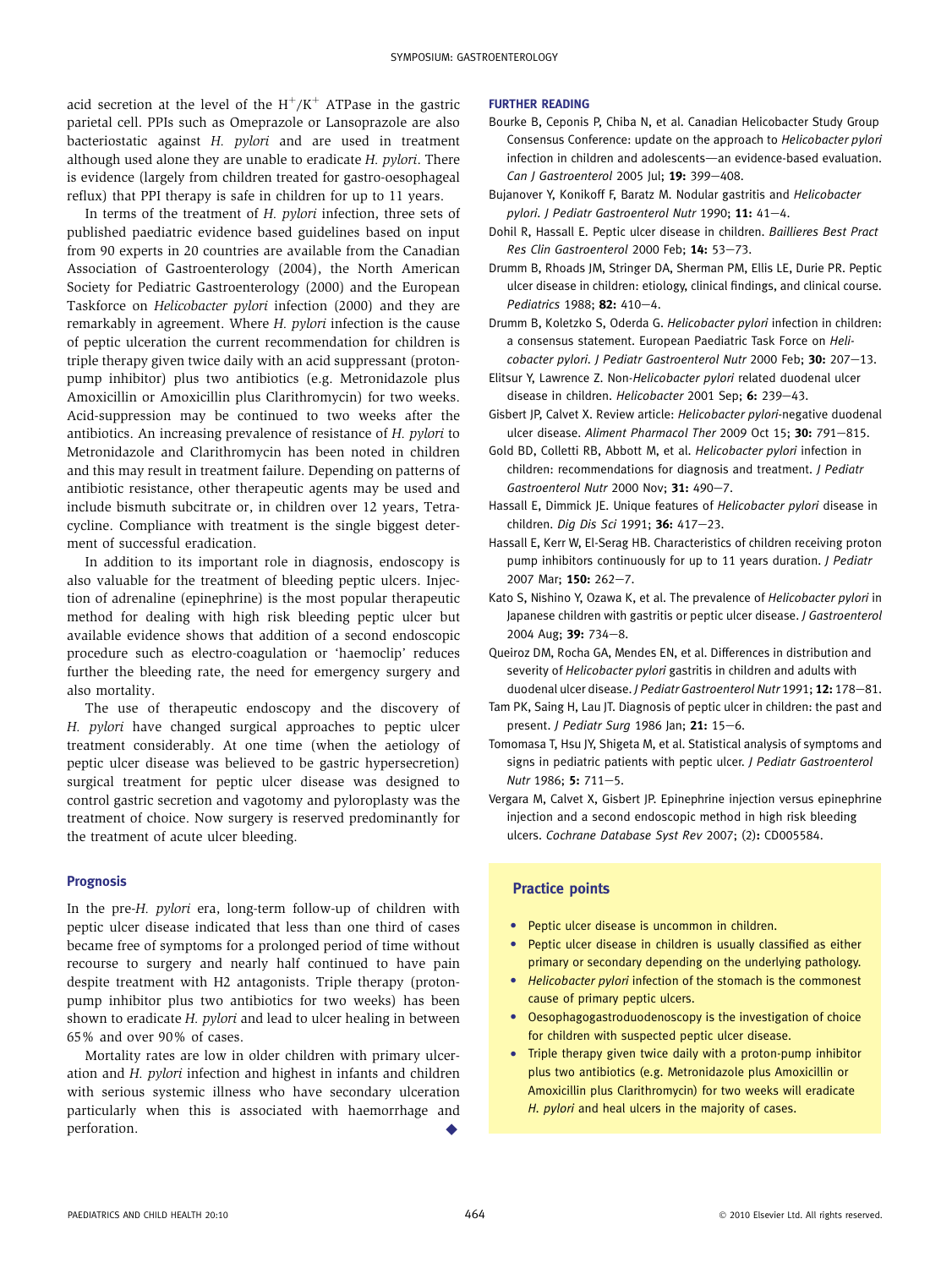acid secretion at the level of the $H^+/K^+$ ATPase in the gastric parietal cell. PPIs such as Omeprazole or Lansoprazole are also bacteriostatic against *H. pylori* and are used in treatment although used alone they are unable to eradicate *H. pylori*. There is evidence (largely from children treated for gastro-oesophageal reflux) that PPI therapy is safe in children for up to 11 years.

In terms of the treatment of *H. pylori* infection, three sets of published paediatric evidence based guidelines based on input from 90 experts in 20 countries are available from the Canadian Association of Gastroenterology (2004), the North American Society for Pediatric Gastroenterology (2000) and the European Taskforce on *Helicobacter pylori* infection (2000) and they are remarkably in agreement. Where *H. pylori* infection is the cause of peptic ulceration the current recommendation for children is triple therapy given twice daily with an acid suppressant (proton-pump inhibitor) plus two antibiotics (e.g. Metronidazole plus Amoxicillin or Amoxicillin plus Clarithromycin) for two weeks. Acid-suppression may be continued to two weeks after the antibiotics. An increasing prevalence of resistance of *H. pylori* to Metronidazole and Clarithromycin has been noted in children and this may result in treatment failure. Depending on patterns of antibiotic resistance, other therapeutic agents may be used and include bismuth subcitrate or, in children over 12 years, Tetracycline. Compliance with treatment is the single biggest determent of successful eradication.

In addition to its important role in diagnosis, endoscopy is also valuable for the treatment of bleeding peptic ulcers. Injection of adrenaline (epinephrine) is the most popular therapeutic method for dealing with high risk bleeding peptic ulcer but available evidence shows that addition of a second endoscopic procedure such as electro-coagulation or 'haemoclip' reduces further the bleeding rate, the need for emergency surgery and also mortality.

The use of therapeutic endoscopy and the discovery of *H. pylori* have changed surgical approaches to peptic ulcer treatment considerably. At one time (when the aetiology of peptic ulcer disease was believed to be gastric hypersecretion) surgical treatment for peptic ulcer disease was designed to control gastric secretion and vagotomy and pyloroplasty was the treatment of choice. Now surgery is reserved predominantly for the treatment of acute ulcer bleeding.

## Prognosis

In the pre-*H. pylori* era, long-term follow-up of children with peptic ulcer disease indicated that less than one third of cases became free of symptoms for a prolonged period of time without recourse to surgery and nearly half continued to have pain despite treatment with H2 antagonists. Triple therapy (proton-pump inhibitor plus two antibiotics for two weeks) has been shown to eradicate *H. pylori* and lead to ulcer healing in between 65% and over 90% of cases.

Mortality rates are low in older children with primary ulceration and *H. pylori* infection and highest in infants and children with serious systemic illness who have secondary ulceration particularly when this is associated with haemorrhage and perforation. ◆

## FURTHER READING

Bourke B, Ceponis P, Chiba N, et al. Canadian Helicobacter Study Group Consensus Conference: update on the approach to *Helicobacter pylori* infection in children and adolescents—an evidence-based evaluation. *Can J Gastroenterol* 2005 Jul; **19:** 399–408.

Bujanover Y, Konikoff F, Baratz M. Nodular gastritis and *Helicobacter pylori*. *J Pediatr Gastroenterol Nutr* 1990; **11:** 41–4.

Dohil R, Hassall E. Peptic ulcer disease in children. *Baillieres Best Pract Res Clin Gastroenterol* 2000 Feb; **14:** 53–73.

Drumm B, Rhoads JM, Stringer DA, Sherman PM, Ellis LE, Durie PR. Peptic ulcer disease in children: etiology, clinical findings, and clinical course. *Pediatrics* 1988; **82:** 410–4.

Drumm B, Koletzko S, Oderda G. *Helicobacter pylori* infection in children: a consensus statement. European Paediatric Task Force on *Helicobacter pylori*. *J Pediatr Gastroenterol Nutr* 2000 Feb; **30:** 207–13.

Elitsur Y, Lawrence Z. Non-*Helicobacter pylori* related duodenal ulcer disease in children. *Helicobacter* 2001 Sep; **6:** 239–43.

Gisbert JP, Calvet X. Review article: *Helicobacter pylori*-negative duodenal ulcer disease. *Aliment Pharmacol Ther* 2009 Oct 15; **30:** 791–815.

Gold BD, Colletti RB, Abbott M, et al. *Helicobacter pylori* infection in children: recommendations for diagnosis and treatment. *J Pediatr Gastroenterol Nutr* 2000 Nov; **31:** 490–7.

Hassall E, Dimmick JE. Unique features of *Helicobacter pylori* disease in children. *Dig Dis Sci* 1991; **36:** 417–23.

Hassall E, Kerr W, El-Serag HB. Characteristics of children receiving proton pump inhibitors continuously for up to 11 years duration. *J Pediatr* 2007 Mar; **150:** 262–7.

Kato S, Nishino Y, Ozawa K, et al. The prevalence of *Helicobacter pylori* in Japanese children with gastritis or peptic ulcer disease. *J Gastroenterol* 2004 Aug; **39:** 734–8.

Queiroz DM, Rocha GA, Mendes EN, et al. Differences in distribution and severity of *Helicobacter pylori* gastritis in children and adults with duodenal ulcer disease. *J Pediatr Gastroenterol Nutr* 1991; **12:** 178–81.

Tam PK, Saing H, Lau JT. Diagnosis of peptic ulcer in children: the past and present. *J Pediatr Surg* 1986 Jan; **21:** 15–6.

Tomomasa T, Hsu JY, Shigeta M, et al. Statistical analysis of symptoms and signs in pediatric patients with peptic ulcer. *J Pediatr Gastroenterol Nutr* 1986; **5:** 711–5.

Vergara M, Calvet X, Gisbert JP. Epinephrine injection versus epinephrine injection and a second endoscopic method in high risk bleeding ulcers. *Cochrane Database Syst Rev* 2007; (2)**:** CD005584.

### Practice points

- Peptic ulcer disease is uncommon in children.
- Peptic ulcer disease in children is usually classified as either primary or secondary depending on the underlying pathology.
- *Helicobacter pylori* infection of the stomach is the commonest cause of primary peptic ulcers.
- Oesophagogastroduodenoscopy is the investigation of choice for children with suspected peptic ulcer disease.
- Triple therapy given twice daily with a proton-pump inhibitor plus two antibiotics (e.g. Metronidazole plus Amoxicillin or Amoxicillin plus Clarithromycin) for two weeks will eradicate *H. pylori* and heal ulcers in the majority of cases.